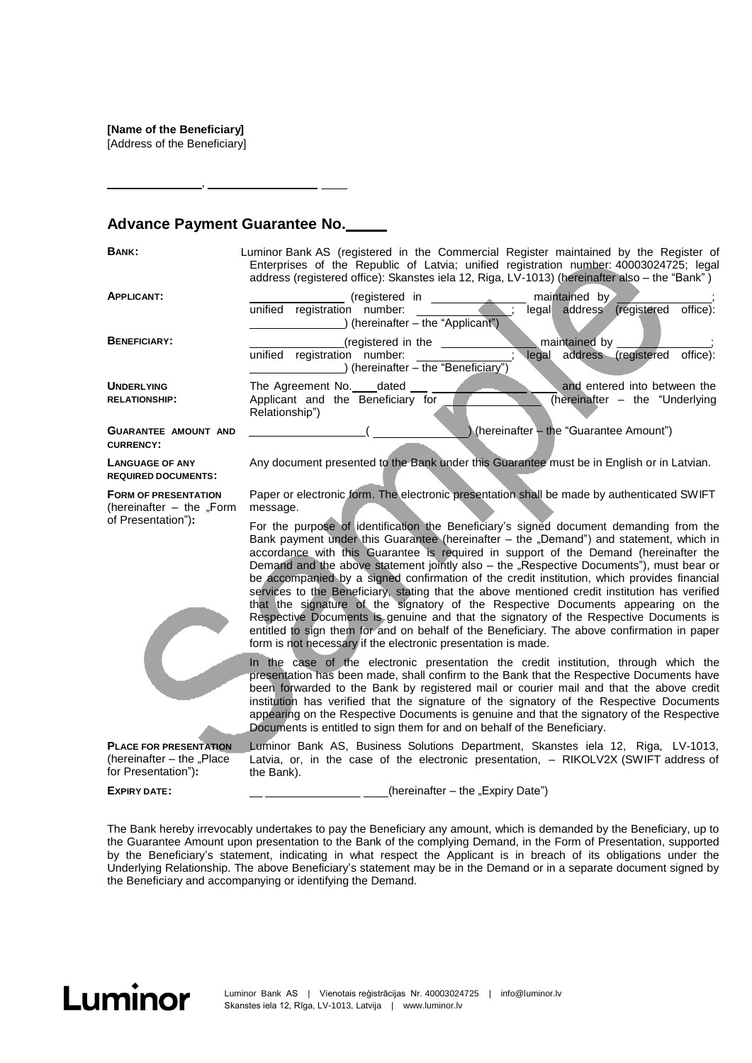**[Name of the Beneficiary]**
[Address of the Beneficiary]

____________, ______________ ____

## Advance Payment Guarantee No.\_\_\_\_\_

| | |
|---|---|
| **BANK:** | Luminor Bank AS (registered in the Commercial Register maintained by the Register of Enterprises of the Republic of Latvia; unified registration number: 40003024725; legal address (registered office): Skanstes iela 12, Riga, LV-1013) (hereinafter also – the "Bank" ) |
| **APPLICANT:** | ______________ (registered in ______________ maintained by ______________; unified registration number: ______________; legal address (registered office): ______________) (hereinafter – the "Applicant") |
| **BENEFICIARY:** | ______________(registered in the ______________ maintained by ______________; unified registration number: ______________; legal address (registered office): ______________) (hereinafter – the "Beneficiary") |
| **UNDERLYING RELATIONSHIP:** | The Agreement No.____dated ___ ______________ and entered into between the Applicant and the Beneficiary for ______________ (hereinafter – the "Underlying Relationship") |
| **GUARANTEE AMOUNT AND CURRENCY:** | ______________( ______________) (hereinafter – the "Guarantee Amount") |
| **LANGUAGE OF ANY REQUIRED DOCUMENTS:** | Any document presented to the Bank under this Guarantee must be in English or in Latvian. |
| **FORM OF PRESENTATION** (hereinafter – the „Form of Presentation"): | Paper or electronic form. The electronic presentation shall be made by authenticated SWIFT message.<br><br>For the purpose of identification the Beneficiary's signed document demanding from the Bank payment under this Guarantee (hereinafter – the „Demand") and statement, which in accordance with this Guarantee is required in support of the Demand (hereinafter the Demand and the above statement jointly also – the „Respective Documents"), must bear or be accompanied by a signed confirmation of the credit institution, which provides financial services to the Beneficiary, stating that the above mentioned credit institution has verified that the signature of the signatory of the Respective Documents appearing on the Respective Documents is genuine and that the signatory of the Respective Documents is entitled to sign them for and on behalf of the Beneficiary. The above confirmation in paper form is not necessary if the electronic presentation is made.<br><br>In the case of the electronic presentation the credit institution, through which the presentation has been made, shall confirm to the Bank that the Respective Documents have been forwarded to the Bank by registered mail or courier mail and that the above credit institution has verified that the signature of the signatory of the Respective Documents appearing on the Respective Documents is genuine and that the signatory of the Respective Documents is entitled to sign them for and on behalf of the Beneficiary. |
| **PLACE FOR PRESENTATION** (hereinafter – the „Place for Presentation"): | Luminor Bank AS, Business Solutions Department, Skanstes iela 12, Riga, LV-1013, Latvia, or, in the case of the electronic presentation, – RIKOLV2X (SWIFT address of the Bank). |
| **EXPIRY DATE:** | __ ______________ ____(hereinafter – the „Expiry Date") |

The Bank hereby irrevocably undertakes to pay the Beneficiary any amount, which is demanded by the Beneficiary, up to the Guarantee Amount upon presentation to the Bank of the complying Demand, in the Form of Presentation, supported by the Beneficiary's statement, indicating in what respect the Applicant is in breach of its obligations under the Underlying Relationship. The above Beneficiary's statement may be in the Demand or in a separate document signed by the Beneficiary and accompanying or identifying the Demand.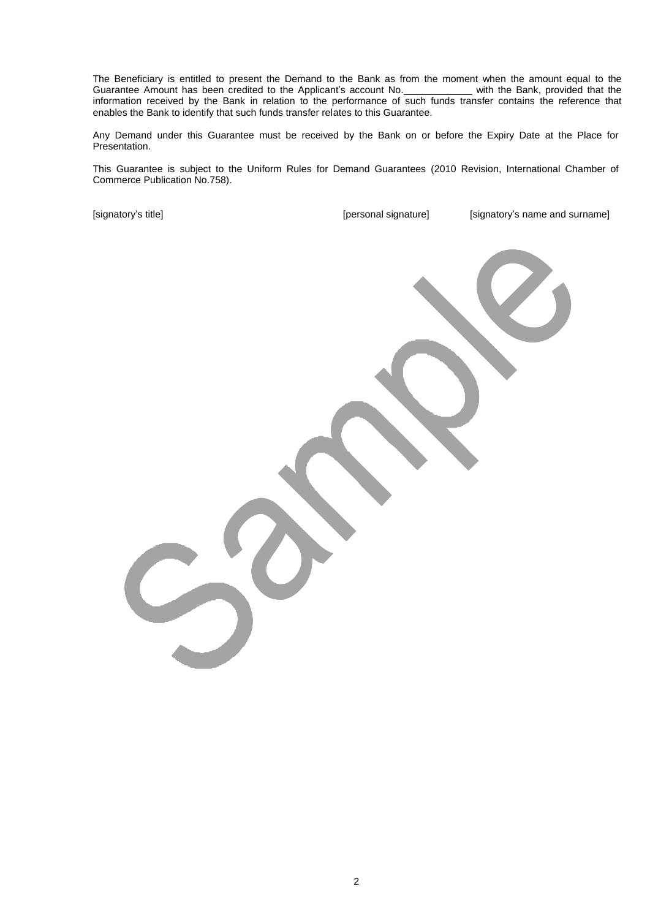The Beneficiary is entitled to present the Demand to the Bank as from the moment when the amount equal to the Guarantee Amount has been credited to the Applicant's account No.____________ with the Bank, provided that the information received by the Bank in relation to the performance of such funds transfer contains the reference that enables the Bank to identify that such funds transfer relates to this Guarantee.

Any Demand under this Guarantee must be received by the Bank on or before the Expiry Date at the Place for Presentation.

This Guarantee is subject to the Uniform Rules for Demand Guarantees (2010 Revision, International Chamber of Commerce Publication No.758).

[signatory's title] [personal signature] [signatory's name and surname]

Sample